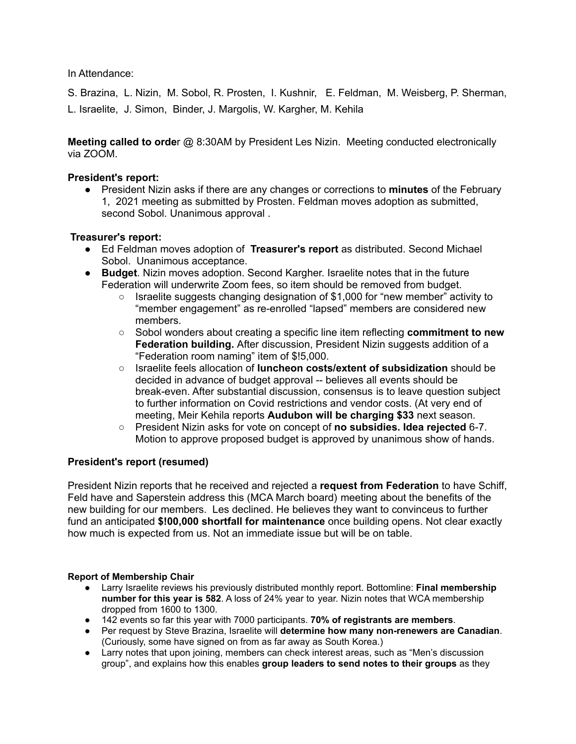In Attendance:

S. Brazina, L. Nizin, M. Sobol, R. Prosten, I. Kushnir, E. Feldman, M. Weisberg, P. Sherman, L. Israelite, J. Simon, Binder, J. Margolis, W. Kargher, M. Kehila

**Meeting called to orde**r @ 8:30AM by President Les Nizin. Meeting conducted electronically via ZOOM.

**President's report:**

- President Nizin asks if there are any changes or corrections to **minutes** of the February 1, 2021 meeting as submitted by Prosten. Feldman moves adoption as submitted, second Sobol. Unanimous approval .

**Treasurer's report:**

- Ed Feldman moves adoption of **Treasurer's report** as distributed. Second Michael Sobol. Unanimous acceptance.
- **Budget**. Nizin moves adoption. Second Kargher. Israelite notes that in the future Federation will underwrite Zoom fees, so item should be removed from budget.
  - Israelite suggests changing designation of $1,000 for "new member" activity to "member engagement" as re-enrolled "lapsed" members are considered new members.
  - Sobol wonders about creating a specific line item reflecting **commitment to new Federation building.** After discussion, President Nizin suggests addition of a "Federation room naming" item of $!5,000.
  - Israelite feels allocation of **luncheon costs/extent of subsidization** should be decided in advance of budget approval -- believes all events should be break-even. After substantial discussion, consensus is to leave question subject to further information on Covid restrictions and vendor costs. (At very end of meeting, Meir Kehila reports **Audubon will be charging $33** next season.
  - President Nizin asks for vote on concept of **no subsidies. Idea rejected** 6-7. Motion to approve proposed budget is approved by unanimous show of hands.

**President's report (resumed)**

President Nizin reports that he received and rejected a **request from Federation** to have Schiff, Feld have and Saperstein address this (MCA March board) meeting about the benefits of the new building for our members. Les declined. He believes they want to convinceus to further fund an anticipated **$!00,000 shortfall for maintenance** once building opens. Not clear exactly how much is expected from us. Not an immediate issue but will be on table.

**Report of Membership Chair**

- Larry Israelite reviews his previously distributed monthly report. Bottomline: **Final membership number for this year is 582**. A loss of 24% year to year. Nizin notes that WCA membership dropped from 1600 to 1300.
- 142 events so far this year with 7000 participants. **70% of registrants are members**.
- Per request by Steve Brazina, Israelite will **determine how many non-renewers are Canadian**. (Curiously, some have signed on from as far away as South Korea.)
- Larry notes that upon joining, members can check interest areas, such as "Men's discussion group", and explains how this enables **group leaders to send notes to their groups** as they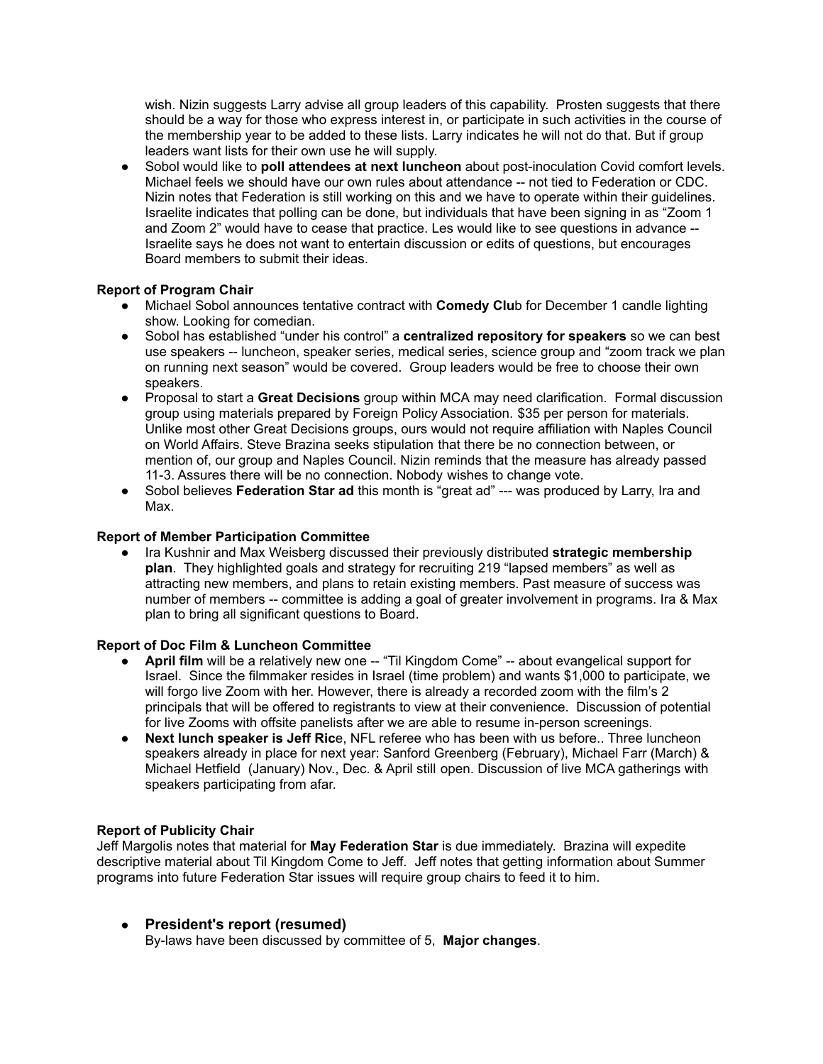wish. Nizin suggests Larry advise all group leaders of this capability. Prosten suggests that there should be a way for those who express interest in, or participate in such activities in the course of the membership year to be added to these lists. Larry indicates he will not do that. But if group leaders want lists for their own use he will supply.

- Sobol would like to **poll attendees at next luncheon** about post-inoculation Covid comfort levels. Michael feels we should have our own rules about attendance -- not tied to Federation or CDC. Nizin notes that Federation is still working on this and we have to operate within their guidelines. Israelite indicates that polling can be done, but individuals that have been signing in as "Zoom 1 and Zoom 2" would have to cease that practice. Les would like to see questions in advance -- Israelite says he does not want to entertain discussion or edits of questions, but encourages Board members to submit their ideas.

**Report of Program Chair**

- Michael Sobol announces tentative contract with **Comedy Clu**b for December 1 candle lighting show. Looking for comedian.
- Sobol has established "under his control" a **centralized repository for speakers** so we can best use speakers -- luncheon, speaker series, medical series, science group and "zoom track we plan on running next season" would be covered. Group leaders would be free to choose their own speakers.
- Proposal to start a **Great Decisions** group within MCA may need clarification. Formal discussion group using materials prepared by Foreign Policy Association. $35 per person for materials. Unlike most other Great Decisions groups, ours would not require affiliation with Naples Council on World Affairs. Steve Brazina seeks stipulation that there be no connection between, or mention of, our group and Naples Council. Nizin reminds that the measure has already passed 11-3. Assures there will be no connection. Nobody wishes to change vote.
- Sobol believes **Federation Star ad** this month is "great ad" --- was produced by Larry, Ira and Max.

**Report of Member Participation Committee**

- Ira Kushnir and Max Weisberg discussed their previously distributed **strategic membership plan**. They highlighted goals and strategy for recruiting 219 "lapsed members" as well as attracting new members, and plans to retain existing members. Past measure of success was number of members -- committee is adding a goal of greater involvement in programs. Ira & Max plan to bring all significant questions to Board.

**Report of Doc Film & Luncheon Committee**

- **April film** will be a relatively new one -- "Til Kingdom Come" -- about evangelical support for Israel. Since the filmmaker resides in Israel (time problem) and wants $1,000 to participate, we will forgo live Zoom with her. However, there is already a recorded zoom with the film's 2 principals that will be offered to registrants to view at their convenience. Discussion of potential for live Zooms with offsite panelists after we are able to resume in-person screenings.
- **Next lunch speaker is Jeff Ric**e, NFL referee who has been with us before.. Three luncheon speakers already in place for next year: Sanford Greenberg (February), Michael Farr (March) & Michael Hetfield (January) Nov., Dec. & April still open. Discussion of live MCA gatherings with speakers participating from afar.

**Report of Publicity Chair**

Jeff Margolis notes that material for **May Federation Star** is due immediately. Brazina will expedite descriptive material about Til Kingdom Come to Jeff. Jeff notes that getting information about Summer programs into future Federation Star issues will require group chairs to feed it to him.

- **President's report (resumed)**

  By-laws have been discussed by committee of 5, **Major changes**.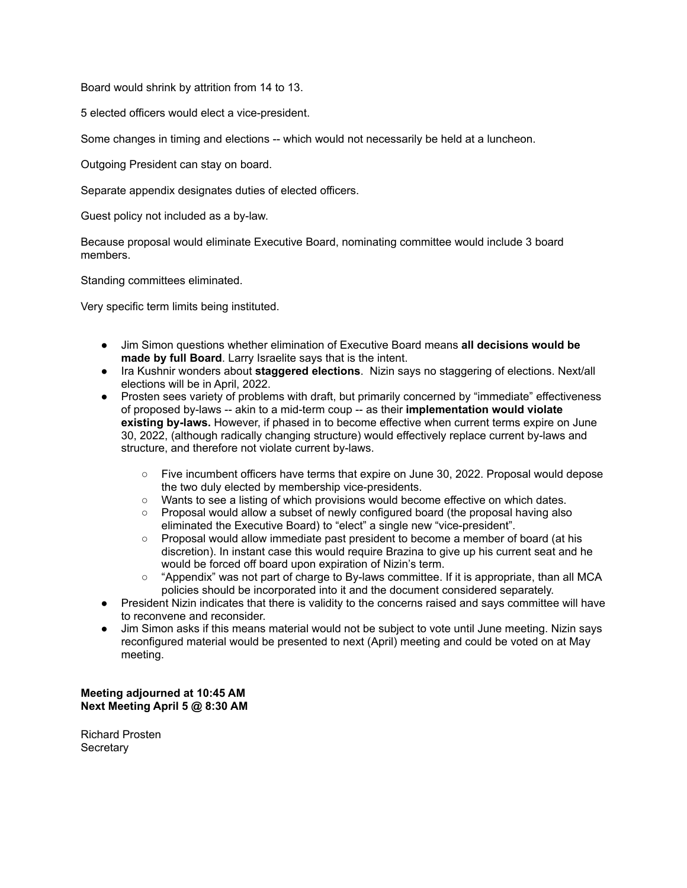Board would shrink by attrition from 14 to 13.

5 elected officers would elect a vice-president.

Some changes in timing and elections -- which would not necessarily be held at a luncheon.

Outgoing President can stay on board.

Separate appendix designates duties of elected officers.

Guest policy not included as a by-law.

Because proposal would eliminate Executive Board, nominating committee would include 3 board members.

Standing committees eliminated.

Very specific term limits being instituted.

- Jim Simon questions whether elimination of Executive Board means **all decisions would be made by full Board**. Larry Israelite says that is the intent.
- Ira Kushnir wonders about **staggered elections**. Nizin says no staggering of elections. Next/all elections will be in April, 2022.
- Prosten sees variety of problems with draft, but primarily concerned by "immediate" effectiveness of proposed by-laws -- akin to a mid-term coup -- as their **implementation would violate existing by-laws.** However, if phased in to become effective when current terms expire on June 30, 2022, (although radically changing structure) would effectively replace current by-laws and structure, and therefore not violate current by-laws.
    - Five incumbent officers have terms that expire on June 30, 2022. Proposal would depose the two duly elected by membership vice-presidents.
    - Wants to see a listing of which provisions would become effective on which dates.
    - Proposal would allow a subset of newly configured board (the proposal having also eliminated the Executive Board) to "elect" a single new "vice-president".
    - Proposal would allow immediate past president to become a member of board (at his discretion). In instant case this would require Brazina to give up his current seat and he would be forced off board upon expiration of Nizin's term.
    - "Appendix" was not part of charge to By-laws committee. If it is appropriate, than all MCA policies should be incorporated into it and the document considered separately.
- President Nizin indicates that there is validity to the concerns raised and says committee will have to reconvene and reconsider.
- Jim Simon asks if this means material would not be subject to vote until June meeting. Nizin says reconfigured material would be presented to next (April) meeting and could be voted on at May meeting.

**Meeting adjourned at 10:45 AM**
**Next Meeting April 5 @ 8:30 AM**

Richard Prosten
Secretary